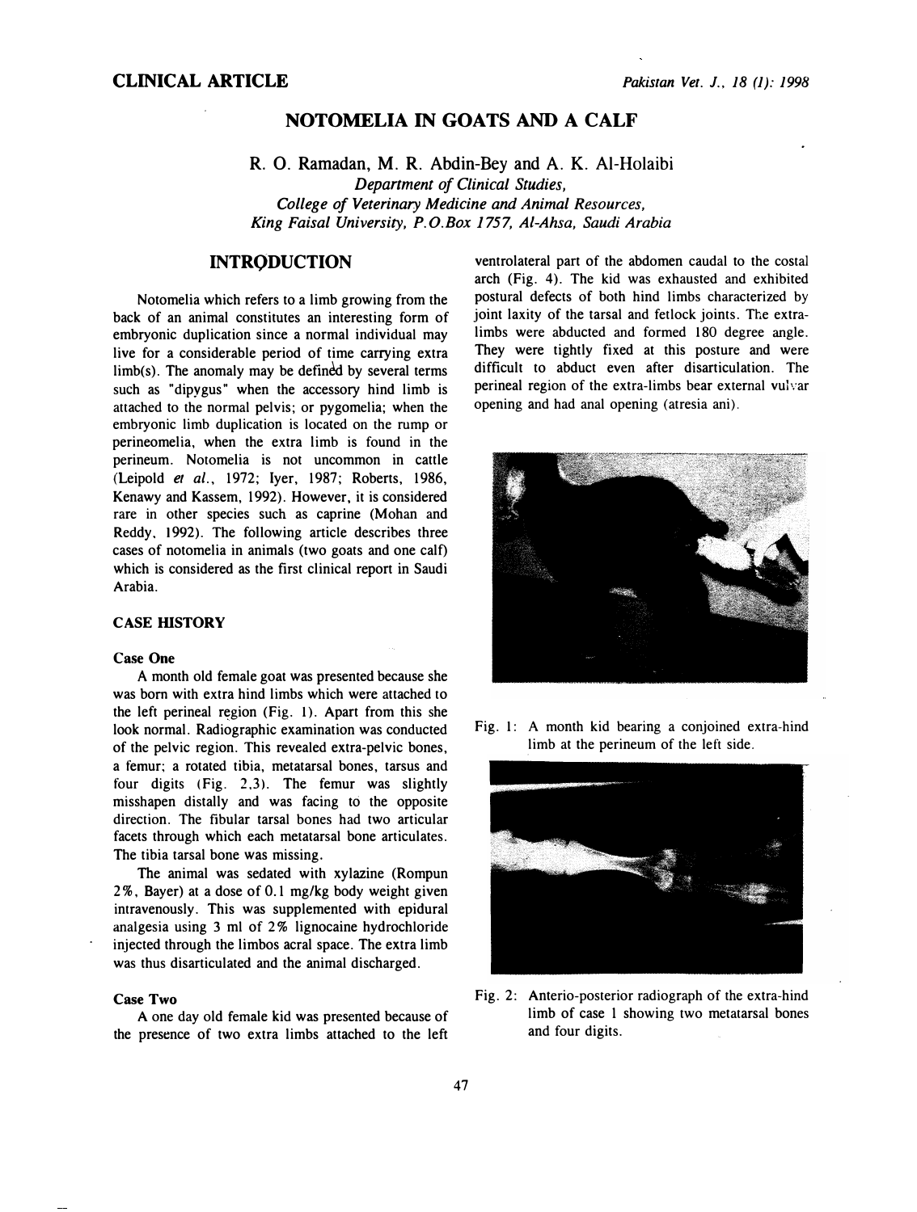CLINICAL ARTICLE

# NOTOMELIA IN GOATS AND A CALF

R. O. Ramadan, M. R. Abdin-Bey and A. K. Al-Holaibi

*Department of Clinical Studies,*
*College of Veterinary Medicine and Animal Resources,*
*King Faisal University, P.O.Box 1757, Al-Ahsa, Saudi Arabia*

## INTRODUCTION

Notomelia which refers to a limb growing from the back of an animal constitutes an interesting form of embryonic duplication since a normal individual may live for a considerable period of time carrying extra limb(s). The anomaly may be defined by several terms such as "dipygus" when the accessory hind limb is attached to the normal pelvis; or pygomelia; when the embryonic limb duplication is located on the rump or perineomelia, when the extra limb is found in the perineum. Notomelia is not uncommon in cattle (Leipold *et al.*, 1972; Iyer, 1987; Roberts, 1986, Kenawy and Kassem, 1992). However, it is considered rare in other species such as caprine (Mohan and Reddy, 1992). The following article describes three cases of notomelia in animals (two goats and one calf) which is considered as the first clinical report in Saudi Arabia.

### CASE HISTORY

#### Case One

A month old female goat was presented because she was born with extra hind limbs which were attached to the left perineal region (Fig. 1). Apart from this she look normal. Radiographic examination was conducted of the pelvic region. This revealed extra-pelvic bones, a femur; a rotated tibia, metatarsal bones, tarsus and four digits (Fig. 2,3). The femur was slightly misshapen distally and was facing to the opposite direction. The fibular tarsal bones had two articular facets through which each metatarsal bone articulates. The tibia tarsal bone was missing.

The animal was sedated with xylazine (Rompun 2%, Bayer) at a dose of 0.1 mg/kg body weight given intravenously. This was supplemented with epidural analgesia using 3 ml of 2% lignocaine hydrochloride injected through the limbos acral space. The extra limb was thus disarticulated and the animal discharged.

#### Case Two

A one day old female kid was presented because of the presence of two extra limbs attached to the left ventrolateral part of the abdomen caudal to the costal arch (Fig. 4). The kid was exhausted and exhibited postural defects of both hind limbs characterized by joint laxity of the tarsal and fetlock joints. The extra-limbs were abducted and formed 180 degree angle. They were tightly fixed at this posture and were difficult to abduct even after disarticulation. The perineal region of the extra-limbs bear external vulvar opening and had anal opening (atresia ani).

Fig. 1: A month kid bearing a conjoined extra-hind limb at the perineum of the left side.

Fig. 2: Anterio-posterior radiograph of the extra-hind limb of case 1 showing two metatarsal bones and four digits.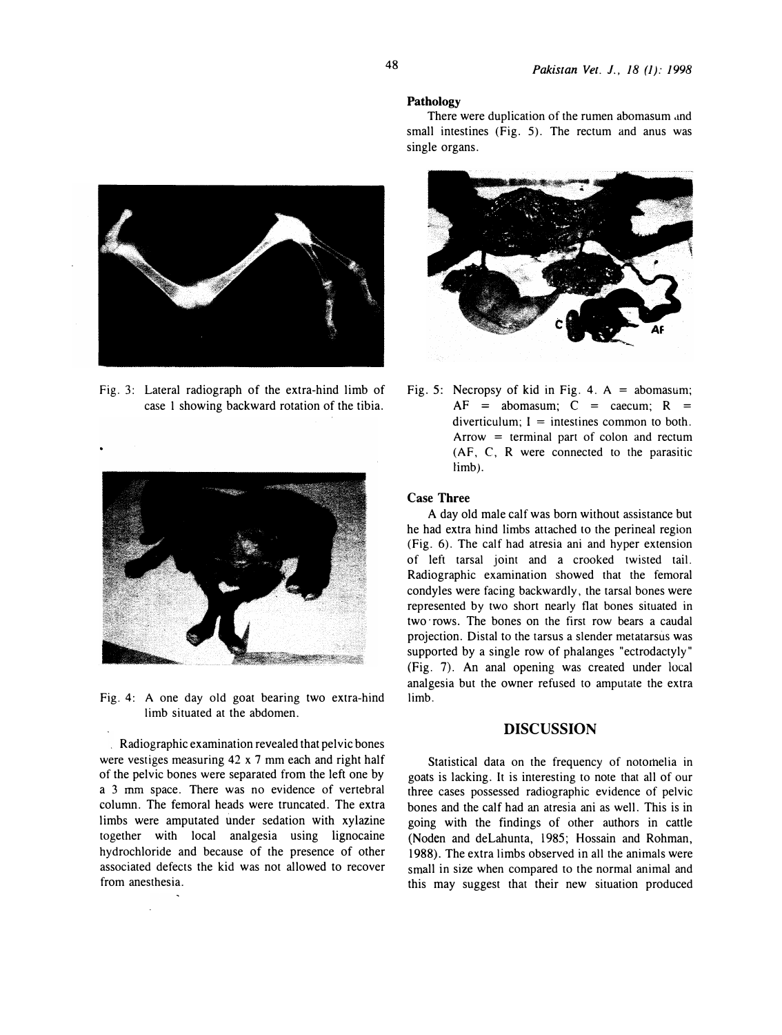Fig. 3: Lateral radiograph of the extra-hind limb of case 1 showing backward rotation of the tibia.

Fig. 4: A one day old goat bearing two extra-hind limb situated at the abdomen.

Radiographic examination revealed that pelvic bones were vestiges measuring 42 x 7 mm each and right half of the pelvic bones were separated from the left one by a 3 mm space. There was no evidence of vertebral column. The femoral heads were truncated. The extra limbs were amputated under sedation with xylazine together with local analgesia using lignocaine hydrochloride and because of the presence of other associated defects the kid was not allowed to recover from anesthesia.

### Pathology

There were duplication of the rumen abomasum and small intestines (Fig. 5). The rectum and anus was single organs.

Fig. 5: Necropsy of kid in Fig. 4. A = abomasum; AF = abomasum; C = caecum; R = diverticulum; I = intestines common to both. Arrow = terminal part of colon and rectum (AF, C, R were connected to the parasitic limb).

### Case Three

A day old male calf was born without assistance but he had extra hind limbs attached to the perineal region (Fig. 6). The calf had atresia ani and hyper extension of left tarsal joint and a crooked twisted tail. Radiographic examination showed that the femoral condyles were facing backwardly, the tarsal bones were represented by two short nearly flat bones situated in two rows. The bones on the first row bears a caudal projection. Distal to the tarsus a slender metatarsus was supported by a single row of phalanges "ectrodactyly" (Fig. 7). An anal opening was created under local analgesia but the owner refused to amputate the extra limb.

## DISCUSSION

Statistical data on the frequency of notomelia in goats is lacking. It is interesting to note that all of our three cases possessed radiographic evidence of pelvic bones and the calf had an atresia ani as well. This is in going with the findings of other authors in cattle (Noden and deLahunta, 1985; Hossain and Rohman, 1988). The extra limbs observed in all the animals were small in size when compared to the normal animal and this may suggest that their new situation produced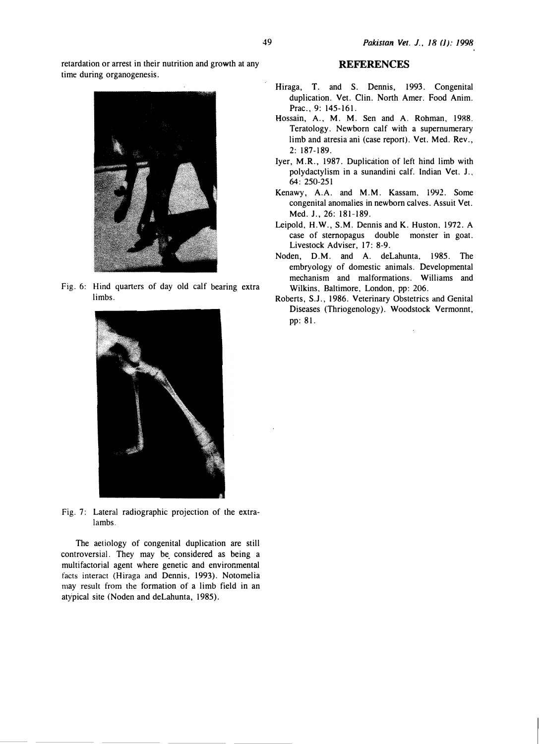retardation or arrest in their nutrition and growth at any time during organogenesis.

Fig. 6: Hind quarters of day old calf bearing extra limbs.

Fig. 7: Lateral radiographic projection of the extra-lambs.

The aetiology of congenital duplication are still controversial. They may be considered as being a multifactorial agent where genetic and environmental facts interact (Hiraga and Dennis, 1993). Notomelia may result from the formation of a limb field in an atypical site (Noden and deLahunta, 1985).

## REFERENCES

Hiraga, T. and S. Dennis, 1993. Congenital duplication. Vet. Clin. North Amer. Food Anim. Prac., 9: 145-161.

Hossain, A., M. M. Sen and A. Rohman, 1988. Teratology. Newborn calf with a supernumerary limb and atresia ani (case report). Vet. Med. Rev., 2: 187-189.

Iyer, M.R., 1987. Duplication of left hind limb with polydactylism in a sunandini calf. Indian Vet. J., 64: 250-251

Kenawy, A.A. and M.M. Kassam, 1992. Some congenital anomalies in newborn calves. Assuit Vet. Med. J., 26: 181-189.

Leipold, H.W., S.M. Dennis and K. Huston, 1972. A case of sternopagus double monster in goat. Livestock Adviser, 17: 8-9.

Noden, D.M. and A. deLahunta, 1985. The embryology of domestic animals. Developmental mechanism and malformations. Williams and Wilkins, Baltimore, London, pp: 206.

Roberts, S.J., 1986. Veterinary Obstetrics and Genital Diseases (Thriogenology). Woodstock Vermonnt, pp: 81.